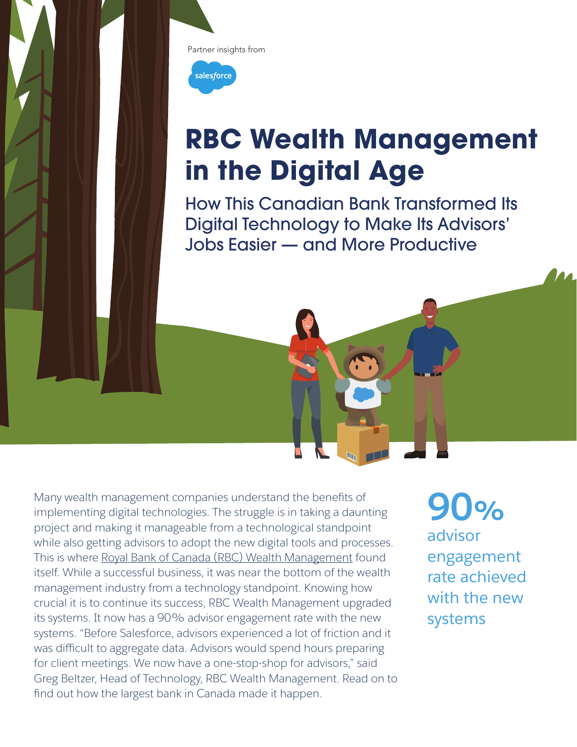Partner insights from

salesforce

# RBC Wealth Management in the Digital Age

## How This Canadian Bank Transformed Its Digital Technology to Make Its Advisors' Jobs Easier — and More Productive

Many wealth management companies understand the benefits of implementing digital technologies. The struggle is in taking a daunting project and making it manageable from a technological standpoint while also getting advisors to adopt the new digital tools and processes. This is where Royal Bank of Canada (RBC) Wealth Management found itself. While a successful business, it was near the bottom of the wealth management industry from a technology standpoint. Knowing how crucial it is to continue its success, RBC Wealth Management upgraded its systems. It now has a 90% advisor engagement rate with the new systems. "Before Salesforce, advisors experienced a lot of friction and it was difficult to aggregate data. Advisors would spend hours preparing for client meetings. We now have a one-stop-shop for advisors," said Greg Beltzer, Head of Technology, RBC Wealth Management. Read on to find out how the largest bank in Canada made it happen.

**90%** advisor engagement rate achieved with the new systems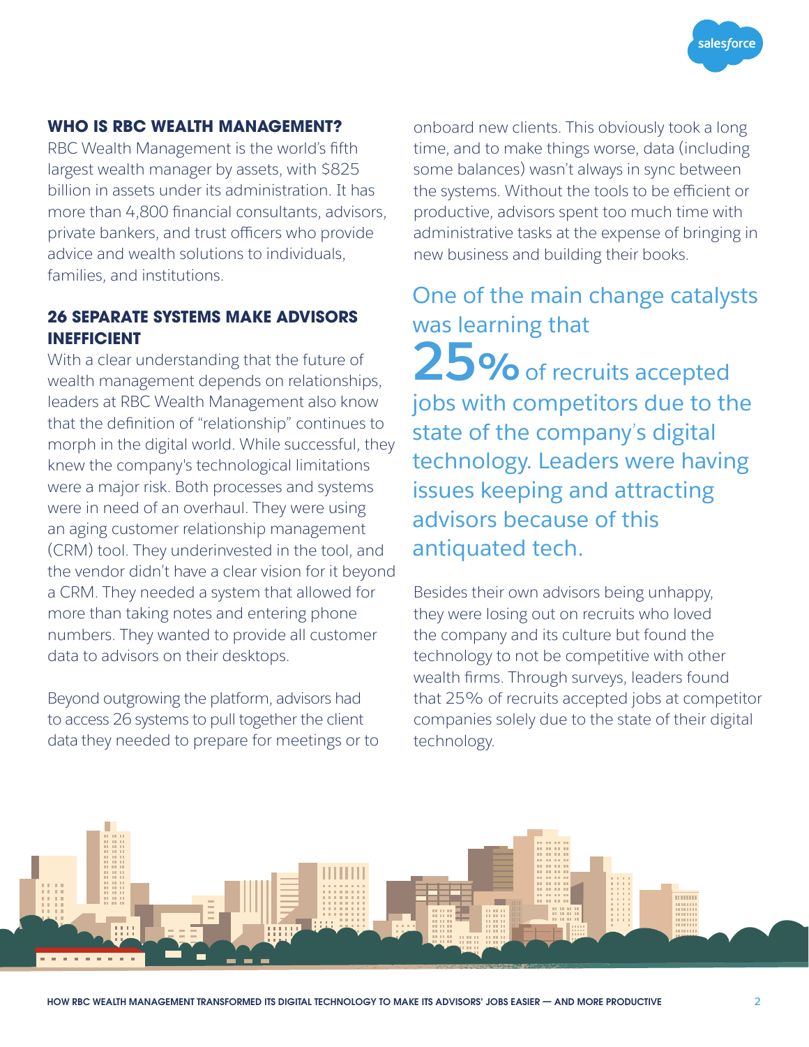## WHO IS RBC WEALTH MANAGEMENT?

RBC Wealth Management is the world's fifth largest wealth manager by assets, with $825 billion in assets under its administration. It has more than 4,800 financial consultants, advisors, private bankers, and trust officers who provide advice and wealth solutions to individuals, families, and institutions.

## 26 SEPARATE SYSTEMS MAKE ADVISORS INEFFICIENT

With a clear understanding that the future of wealth management depends on relationships, leaders at RBC Wealth Management also know that the definition of "relationship" continues to morph in the digital world. While successful, they knew the company's technological limitations were a major risk. Both processes and systems were in need of an overhaul. They were using an aging customer relationship management (CRM) tool. They underinvested in the tool, and the vendor didn't have a clear vision for it beyond a CRM. They needed a system that allowed for more than taking notes and entering phone numbers. They wanted to provide all customer data to advisors on their desktops.

Beyond outgrowing the platform, advisors had to access 26 systems to pull together the client data they needed to prepare for meetings or to onboard new clients. This obviously took a long time, and to make things worse, data (including some balances) wasn't always in sync between the systems. Without the tools to be efficient or productive, advisors spent too much time with administrative tasks at the expense of bringing in new business and building their books.

> One of the main change catalysts was learning that **25%** of recruits accepted jobs with competitors due to the state of the company's digital technology. Leaders were having issues keeping and attracting advisors because of this antiquated tech.

Besides their own advisors being unhappy, they were losing out on recruits who loved the company and its culture but found the technology to not be competitive with other wealth firms. Through surveys, leaders found that 25% of recruits accepted jobs at competitor companies solely due to the state of their digital technology.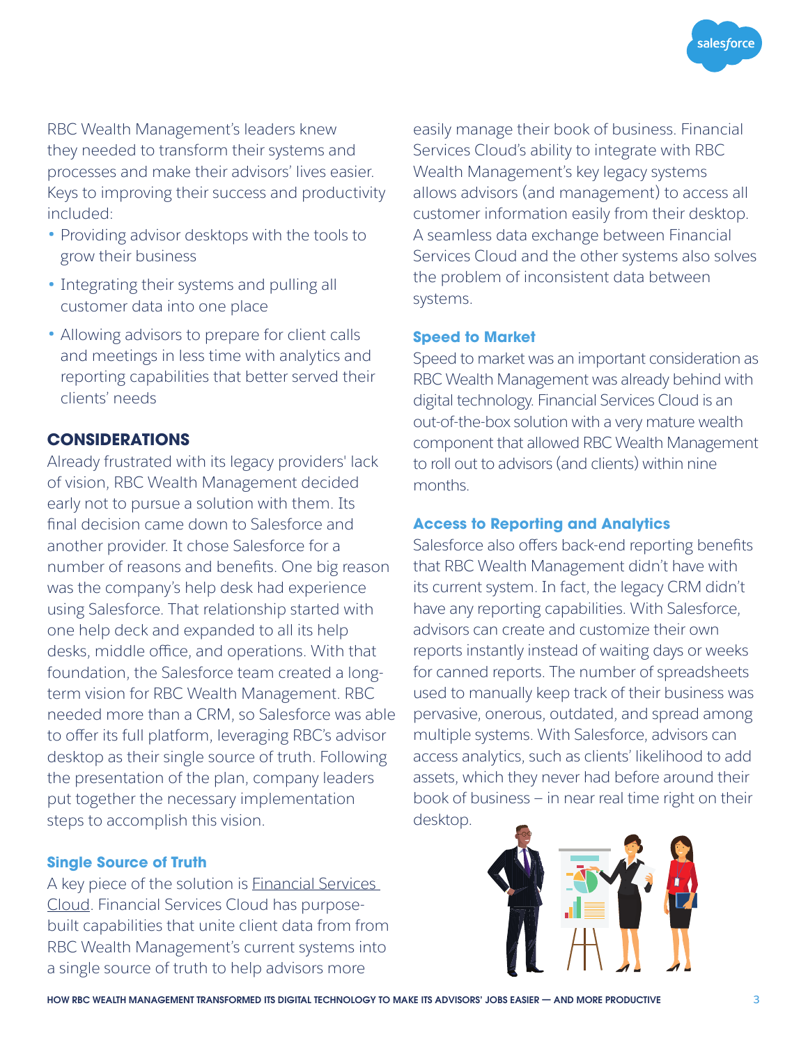RBC Wealth Management's leaders knew they needed to transform their systems and processes and make their advisors' lives easier. Keys to improving their success and productivity included:

- Providing advisor desktops with the tools to grow their business
- Integrating their systems and pulling all customer data into one place
- Allowing advisors to prepare for client calls and meetings in less time with analytics and reporting capabilities that better served their clients' needs

## CONSIDERATIONS

Already frustrated with its legacy providers' lack of vision, RBC Wealth Management decided early not to pursue a solution with them. Its final decision came down to Salesforce and another provider. It chose Salesforce for a number of reasons and benefits. One big reason was the company's help desk had experience using Salesforce. That relationship started with one help deck and expanded to all its help desks, middle office, and operations. With that foundation, the Salesforce team created a long-term vision for RBC Wealth Management. RBC needed more than a CRM, so Salesforce was able to offer its full platform, leveraging RBC's advisor desktop as their single source of truth. Following the presentation of the plan, company leaders put together the necessary implementation steps to accomplish this vision.

### Single Source of Truth

A key piece of the solution is Financial Services Cloud. Financial Services Cloud has purpose-built capabilities that unite client data from from RBC Wealth Management's current systems into a single source of truth to help advisors more easily manage their book of business. Financial Services Cloud's ability to integrate with RBC Wealth Management's key legacy systems allows advisors (and management) to access all customer information easily from their desktop. A seamless data exchange between Financial Services Cloud and the other systems also solves the problem of inconsistent data between systems.

### Speed to Market

Speed to market was an important consideration as RBC Wealth Management was already behind with digital technology. Financial Services Cloud is an out-of-the-box solution with a very mature wealth component that allowed RBC Wealth Management to roll out to advisors (and clients) within nine months.

### Access to Reporting and Analytics

Salesforce also offers back-end reporting benefits that RBC Wealth Management didn't have with its current system. In fact, the legacy CRM didn't have any reporting capabilities. With Salesforce, advisors can create and customize their own reports instantly instead of waiting days or weeks for canned reports. The number of spreadsheets used to manually keep track of their business was pervasive, onerous, outdated, and spread among multiple systems. With Salesforce, advisors can access analytics, such as clients' likelihood to add assets, which they never had before around their book of business – in near real time right on their desktop.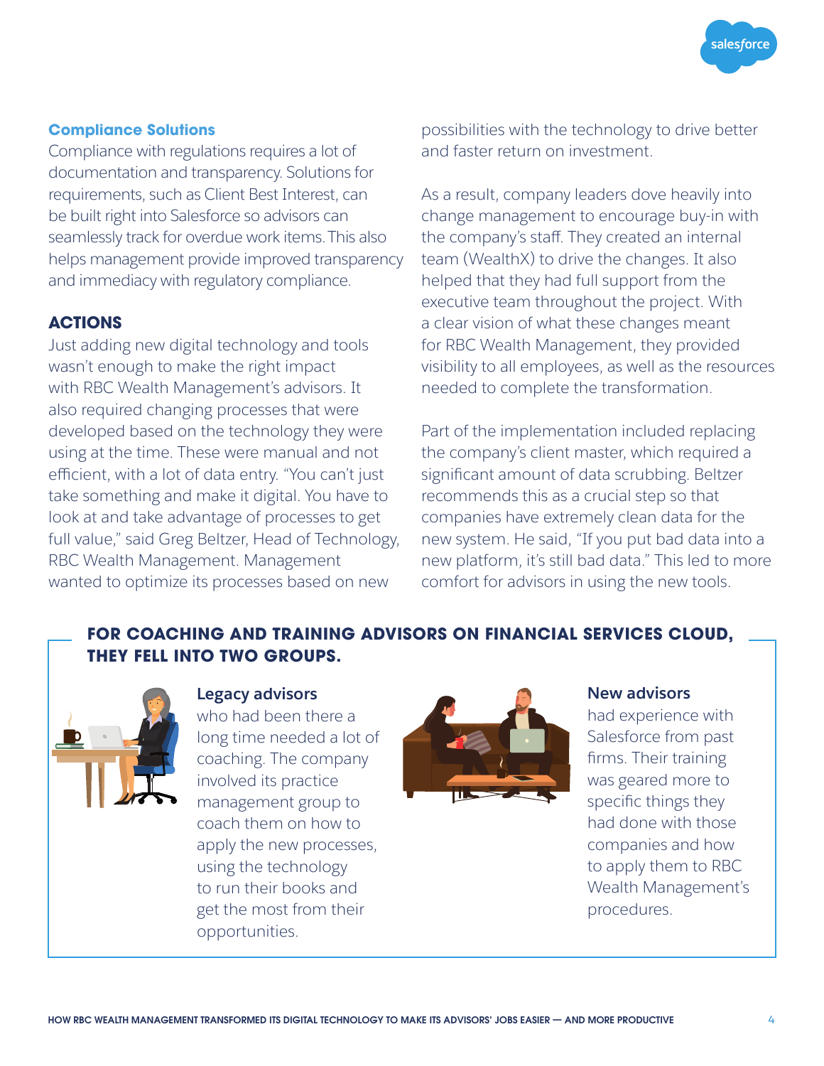### Compliance Solutions

Compliance with regulations requires a lot of documentation and transparency. Solutions for requirements, such as Client Best Interest, can be built right into Salesforce so advisors can seamlessly track for overdue work items. This also helps management provide improved transparency and immediacy with regulatory compliance.

## ACTIONS

Just adding new digital technology and tools wasn't enough to make the right impact with RBC Wealth Management's advisors. It also required changing processes that were developed based on the technology they were using at the time. These were manual and not efficient, with a lot of data entry. "You can't just take something and make it digital. You have to look at and take advantage of processes to get full value," said Greg Beltzer, Head of Technology, RBC Wealth Management. Management wanted to optimize its processes based on new possibilities with the technology to drive better and faster return on investment.

As a result, company leaders dove heavily into change management to encourage buy-in with the company's staff. They created an internal team (WealthX) to drive the changes. It also helped that they had full support from the executive team throughout the project. With a clear vision of what these changes meant for RBC Wealth Management, they provided visibility to all employees, as well as the resources needed to complete the transformation.

Part of the implementation included replacing the company's client master, which required a significant amount of data scrubbing. Beltzer recommends this as a crucial step so that companies have extremely clean data for the new system. He said, "If you put bad data into a new platform, it's still bad data." This led to more comfort for advisors in using the new tools.

### FOR COACHING AND TRAINING ADVISORS ON FINANCIAL SERVICES CLOUD, THEY FELL INTO TWO GROUPS.

**Legacy advisors** who had been there a long time needed a lot of coaching. The company involved its practice management group to coach them on how to apply the new processes, using the technology to run their books and get the most from their opportunities.

**New advisors** had experience with Salesforce from past firms. Their training was geared more to specific things they had done with those companies and how to apply them to RBC Wealth Management's procedures.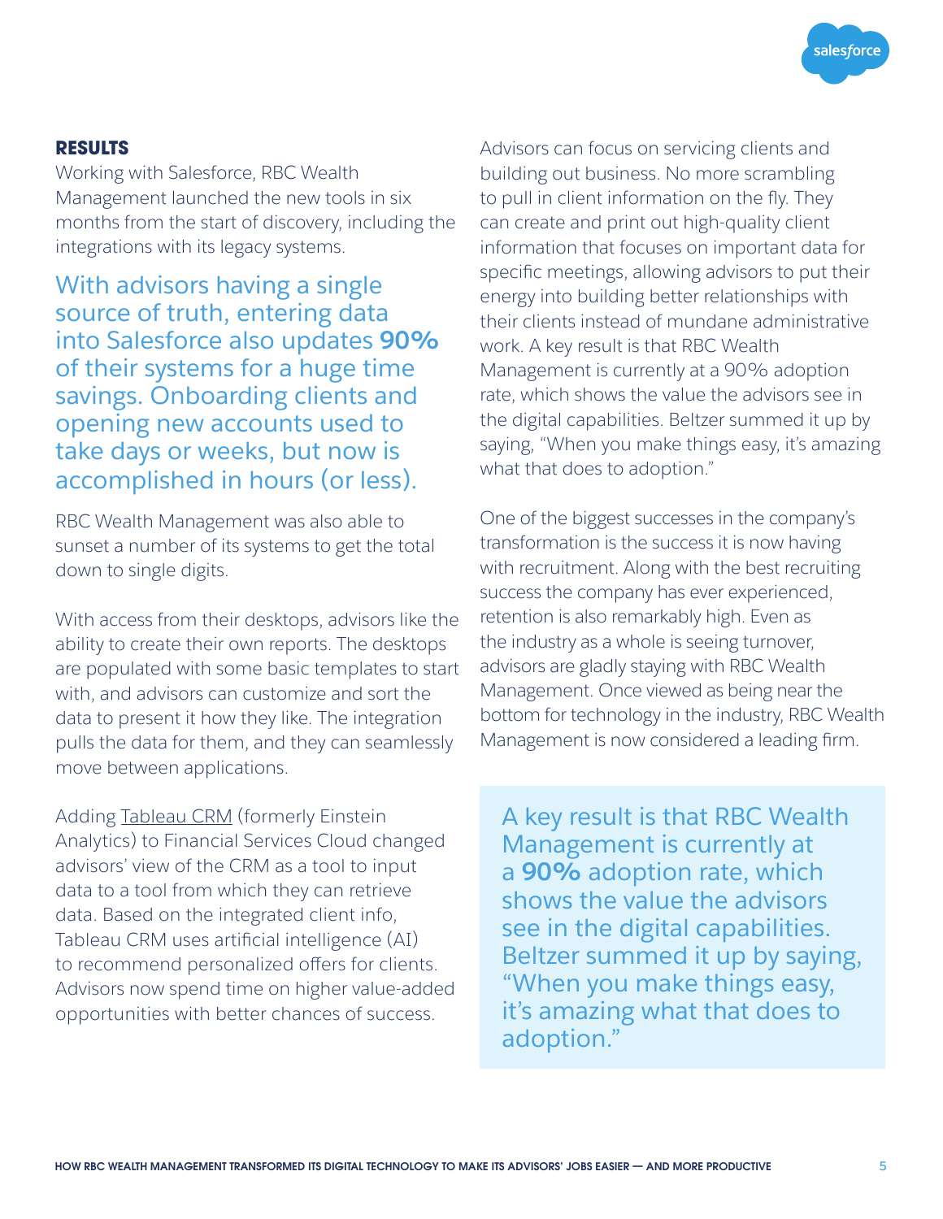## RESULTS

Working with Salesforce, RBC Wealth Management launched the new tools in six months from the start of discovery, including the integrations with its legacy systems.

> With advisors having a single source of truth, entering data into Salesforce also updates **90%** of their systems for a huge time savings. Onboarding clients and opening new accounts used to take days or weeks, but now is accomplished in hours (or less).

RBC Wealth Management was also able to sunset a number of its systems to get the total down to single digits.

With access from their desktops, advisors like the ability to create their own reports. The desktops are populated with some basic templates to start with, and advisors can customize and sort the data to present it how they like. The integration pulls the data for them, and they can seamlessly move between applications.

Adding Tableau CRM (formerly Einstein Analytics) to Financial Services Cloud changed advisors' view of the CRM as a tool to input data to a tool from which they can retrieve data. Based on the integrated client info, Tableau CRM uses artificial intelligence (AI) to recommend personalized offers for clients. Advisors now spend time on higher value-added opportunities with better chances of success.

Advisors can focus on servicing clients and building out business. No more scrambling to pull in client information on the fly. They can create and print out high-quality client information that focuses on important data for specific meetings, allowing advisors to put their energy into building better relationships with their clients instead of mundane administrative work. A key result is that RBC Wealth Management is currently at a 90% adoption rate, which shows the value the advisors see in the digital capabilities. Beltzer summed it up by saying, "When you make things easy, it's amazing what that does to adoption."

One of the biggest successes in the company's transformation is the success it is now having with recruitment. Along with the best recruiting success the company has ever experienced, retention is also remarkably high. Even as the industry as a whole is seeing turnover, advisors are gladly staying with RBC Wealth Management. Once viewed as being near the bottom for technology in the industry, RBC Wealth Management is now considered a leading firm.

> A key result is that RBC Wealth Management is currently at a **90%** adoption rate, which shows the value the advisors see in the digital capabilities. Beltzer summed it up by saying, "When you make things easy, it's amazing what that does to adoption."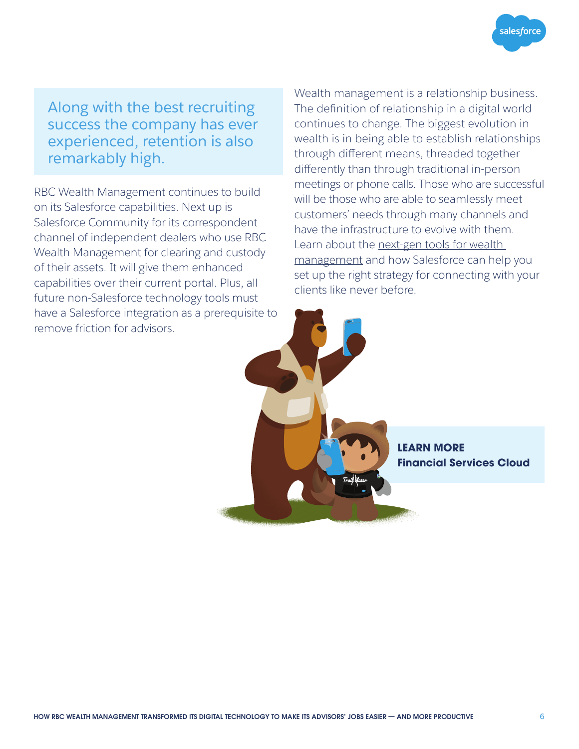Along with the best recruiting success the company has ever experienced, retention is also remarkably high.

RBC Wealth Management continues to build on its Salesforce capabilities. Next up is Salesforce Community for its correspondent channel of independent dealers who use RBC Wealth Management for clearing and custody of their assets. It will give them enhanced capabilities over their current portal. Plus, all future non-Salesforce technology tools must have a Salesforce integration as a prerequisite to remove friction for advisors.

Wealth management is a relationship business. The definition of relationship in a digital world continues to change. The biggest evolution in wealth is in being able to establish relationships through different means, threaded together differently than through traditional in-person meetings or phone calls. Those who are successful will be those who are able to seamlessly meet customers' needs through many channels and have the infrastructure to evolve with them. Learn about the next-gen tools for wealth management and how Salesforce can help you set up the right strategy for connecting with your clients like never before.

**LEARN MORE**
**Financial Services Cloud**